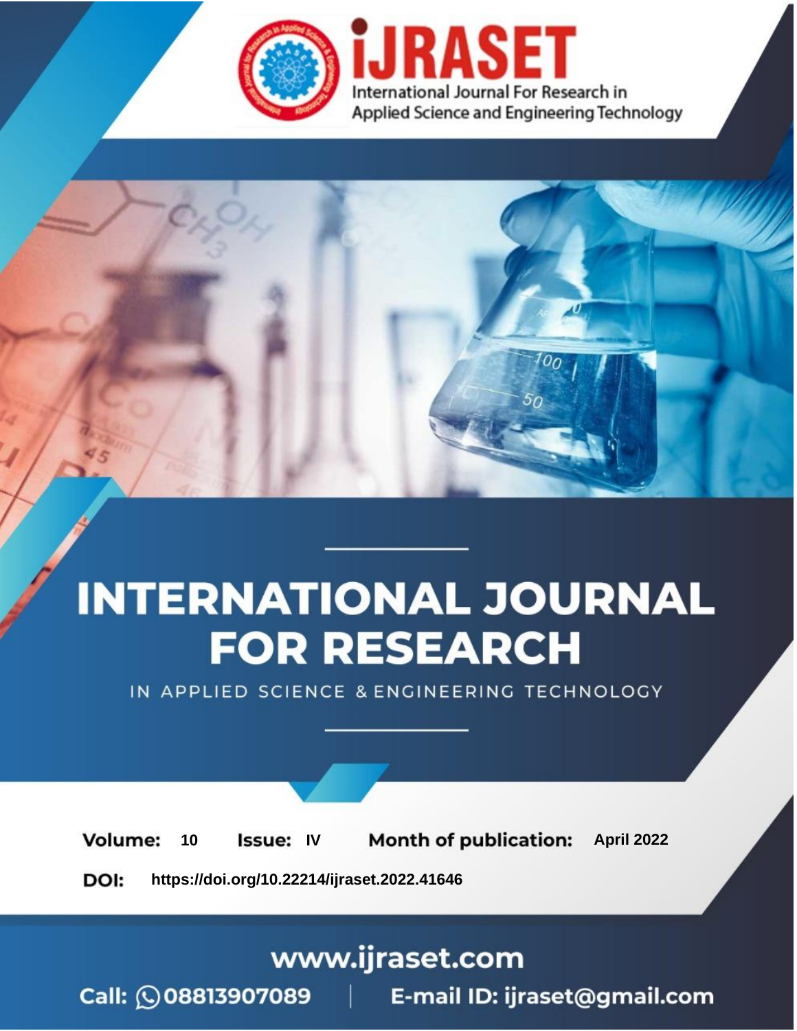# INTERNATIONAL JOURNAL FOR RESEARCH

IN APPLIED SCIENCE & ENGINEERING TECHNOLOGY

**Volume:** 10 **Issue:** IV **Month of publication:** April 2022

**DOI:** https://doi.org/10.22214/ijraset.2022.41646

www.ijraset.com

Call: 08813907089 | E-mail ID: ijraset@gmail.com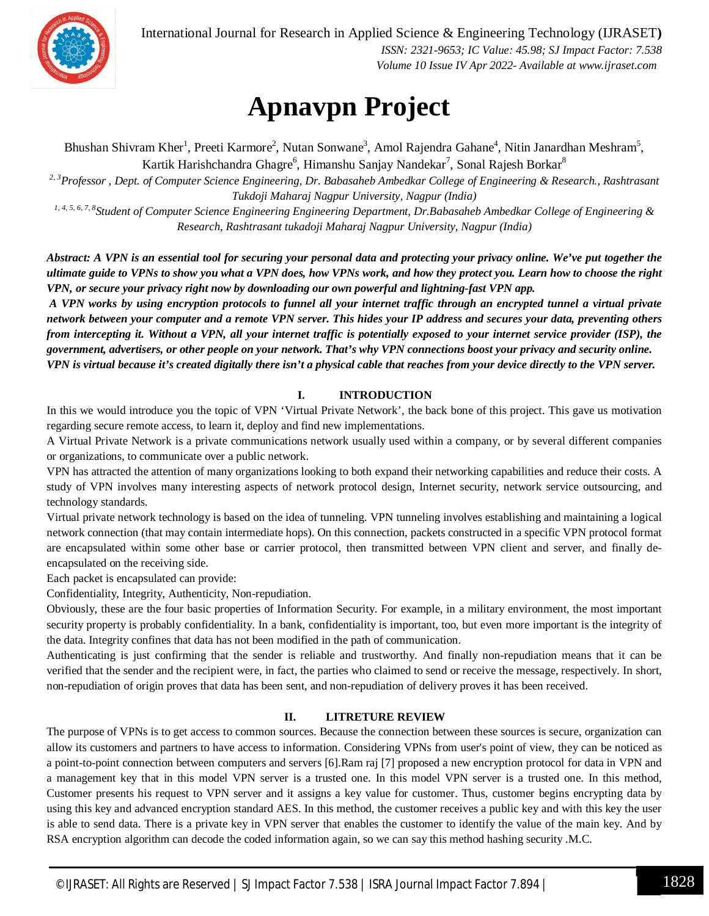# Apnavpn Project

Bhushan Shivram Kher[1], Preeti Karmore[2], Nutan Sonwane[3], Amol Rajendra Gahane[4], Nitin Janardhan Meshram[5], Kartik Harishchandra Ghagre[6], Himanshu Sanjay Nandekar[7], Sonal Rajesh Borkar[8]

*[2, 3]Professor , Dept. of Computer Science Engineering, Dr. Babasaheb Ambedkar College of Engineering & Research., Rashtrasant Tukdoji Maharaj Nagpur University, Nagpur (India)*

*[1, 4, 5, 6, 7, 8]Student of Computer Science Engineering Engineering Department, Dr.Babasaheb Ambedkar College of Engineering & Research, Rashtrasant tukadoji Maharaj Nagpur University, Nagpur (India)*

***Abstract:** A VPN is an essential tool for securing your personal data and protecting your privacy online. We've put together the ultimate guide to VPNs to show you what a VPN does, how VPNs work, and how they protect you. Learn how to choose the right VPN, or secure your privacy right now by downloading our own powerful and lightning-fast VPN app.*

***A VPN works by using encryption protocols to funnel all your internet traffic through an encrypted tunnel a virtual private network between your computer and a remote VPN server. This hides your IP address and secures your data, preventing others from intercepting it. Without a VPN, all your internet traffic is potentially exposed to your internet service provider (ISP), the government, advertisers, or other people on your network. That's why VPN connections boost your privacy and security online. VPN is virtual because it's created digitally there isn't a physical cable that reaches from your device directly to the VPN server.***

## I. INTRODUCTION

In this we would introduce you the topic of VPN 'Virtual Private Network', the back bone of this project. This gave us motivation regarding secure remote access, to learn it, deploy and find new implementations.

A Virtual Private Network is a private communications network usually used within a company, or by several different companies or organizations, to communicate over a public network.

VPN has attracted the attention of many organizations looking to both expand their networking capabilities and reduce their costs. A study of VPN involves many interesting aspects of network protocol design, Internet security, network service outsourcing, and technology standards.

Virtual private network technology is based on the idea of tunneling. VPN tunneling involves establishing and maintaining a logical network connection (that may contain intermediate hops). On this connection, packets constructed in a specific VPN protocol format are encapsulated within some other base or carrier protocol, then transmitted between VPN client and server, and finally de-encapsulated on the receiving side.

Each packet is encapsulated can provide:

Confidentiality, Integrity, Authenticity, Non-repudiation.

Obviously, these are the four basic properties of Information Security. For example, in a military environment, the most important security property is probably confidentiality. In a bank, confidentiality is important, too, but even more important is the integrity of the data. Integrity confines that data has not been modified in the path of communication.

Authenticating is just confirming that the sender is reliable and trustworthy. And finally non-repudiation means that it can be verified that the sender and the recipient were, in fact, the parties who claimed to send or receive the message, respectively. In short, non-repudiation of origin proves that data has been sent, and non-repudiation of delivery proves it has been received.

## II. LITRETURE REVIEW

The purpose of VPNs is to get access to common sources. Because the connection between these sources is secure, organization can allow its customers and partners to have access to information. Considering VPNs from user's point of view, they can be noticed as a point-to-point connection between computers and servers [6].Ram raj [7] proposed a new encryption protocol for data in VPN and a management key that in this model VPN server is a trusted one. In this model VPN server is a trusted one. In this method, Customer presents his request to VPN server and it assigns a key value for customer. Thus, customer begins encrypting data by using this key and advanced encryption standard AES. In this method, the customer receives a public key and with this key the user is able to send data. There is a private key in VPN server that enables the customer to identify the value of the main key. And by RSA encryption algorithm can decode the coded information again, so we can say this method hashing security .M.C.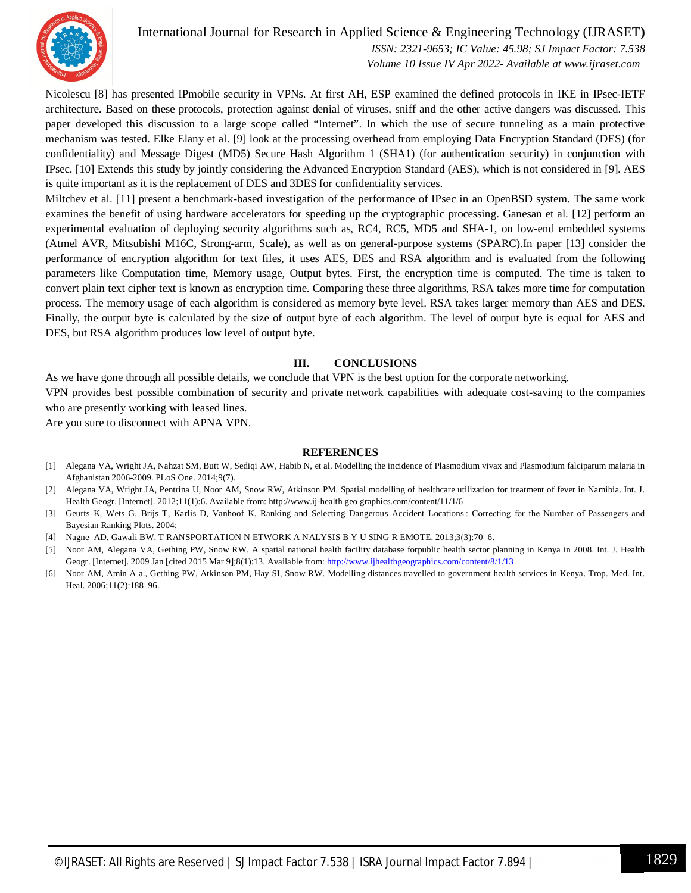Nicolescu [8] has presented IPmobile security in VPNs. At first AH, ESP examined the defined protocols in IKE in IPsec-IETF architecture. Based on these protocols, protection against denial of viruses, sniff and the other active dangers was discussed. This paper developed this discussion to a large scope called "Internet". In which the use of secure tunneling as a main protective mechanism was tested. Elke Elany et al. [9] look at the processing overhead from employing Data Encryption Standard (DES) (for confidentiality) and Message Digest (MD5) Secure Hash Algorithm 1 (SHA1) (for authentication security) in conjunction with IPsec. [10] Extends this study by jointly considering the Advanced Encryption Standard (AES), which is not considered in [9]. AES is quite important as it is the replacement of DES and 3DES for confidentiality services.

Miltchev et al. [11] present a benchmark-based investigation of the performance of IPsec in an OpenBSD system. The same work examines the benefit of using hardware accelerators for speeding up the cryptographic processing. Ganesan et al. [12] perform an experimental evaluation of deploying security algorithms such as, RC4, RC5, MD5 and SHA-1, on low-end embedded systems (Atmel AVR, Mitsubishi M16C, Strong-arm, Scale), as well as on general-purpose systems (SPARC).In paper [13] consider the performance of encryption algorithm for text files, it uses AES, DES and RSA algorithm and is evaluated from the following parameters like Computation time, Memory usage, Output bytes. First, the encryption time is computed. The time is taken to convert plain text cipher text is known as encryption time. Comparing these three algorithms, RSA takes more time for computation process. The memory usage of each algorithm is considered as memory byte level. RSA takes larger memory than AES and DES. Finally, the output byte is calculated by the size of output byte of each algorithm. The level of output byte is equal for AES and DES, but RSA algorithm produces low level of output byte.

## III. CONCLUSIONS

As we have gone through all possible details, we conclude that VPN is the best option for the corporate networking.

VPN provides best possible combination of security and private network capabilities with adequate cost-saving to the companies who are presently working with leased lines.

Are you sure to disconnect with APNA VPN.

## REFERENCES

[1] Alegana VA, Wright JA, Nahzat SM, Butt W, Sediqi AW, Habib N, et al. Modelling the incidence of Plasmodium vivax and Plasmodium falciparum malaria in Afghanistan 2006-2009. PLoS One. 2014;9(7).

[2] Alegana VA, Wright JA, Pentrina U, Noor AM, Snow RW, Atkinson PM. Spatial modelling of healthcare utilization for treatment of fever in Namibia. Int. J. Health Geogr. [Internet]. 2012;11(1):6. Available from: http://www.ij-health geo graphics.com/content/11/1/6

[3] Geurts K, Wets G, Brijs T, Karlis D, Vanhoof K. Ranking and Selecting Dangerous Accident Locations : Correcting for the Number of Passengers and Bayesian Ranking Plots. 2004;

[4] Nagne AD, Gawali BW. T RANSPORTATION N ETWORK A NALYSIS B Y U SING R EMOTE. 2013;3(3):70–6.

[5] Noor AM, Alegana VA, Gething PW, Snow RW. A spatial national health facility database forpublic health sector planning in Kenya in 2008. Int. J. Health Geogr. [Internet]. 2009 Jan [cited 2015 Mar 9];8(1):13. Available from: http://www.ijhealthgeographics.com/content/8/1/13

[6] Noor AM, Amin A a., Gething PW, Atkinson PM, Hay SI, Snow RW. Modelling distances travelled to government health services in Kenya. Trop. Med. Int. Heal. 2006;11(2):188–96.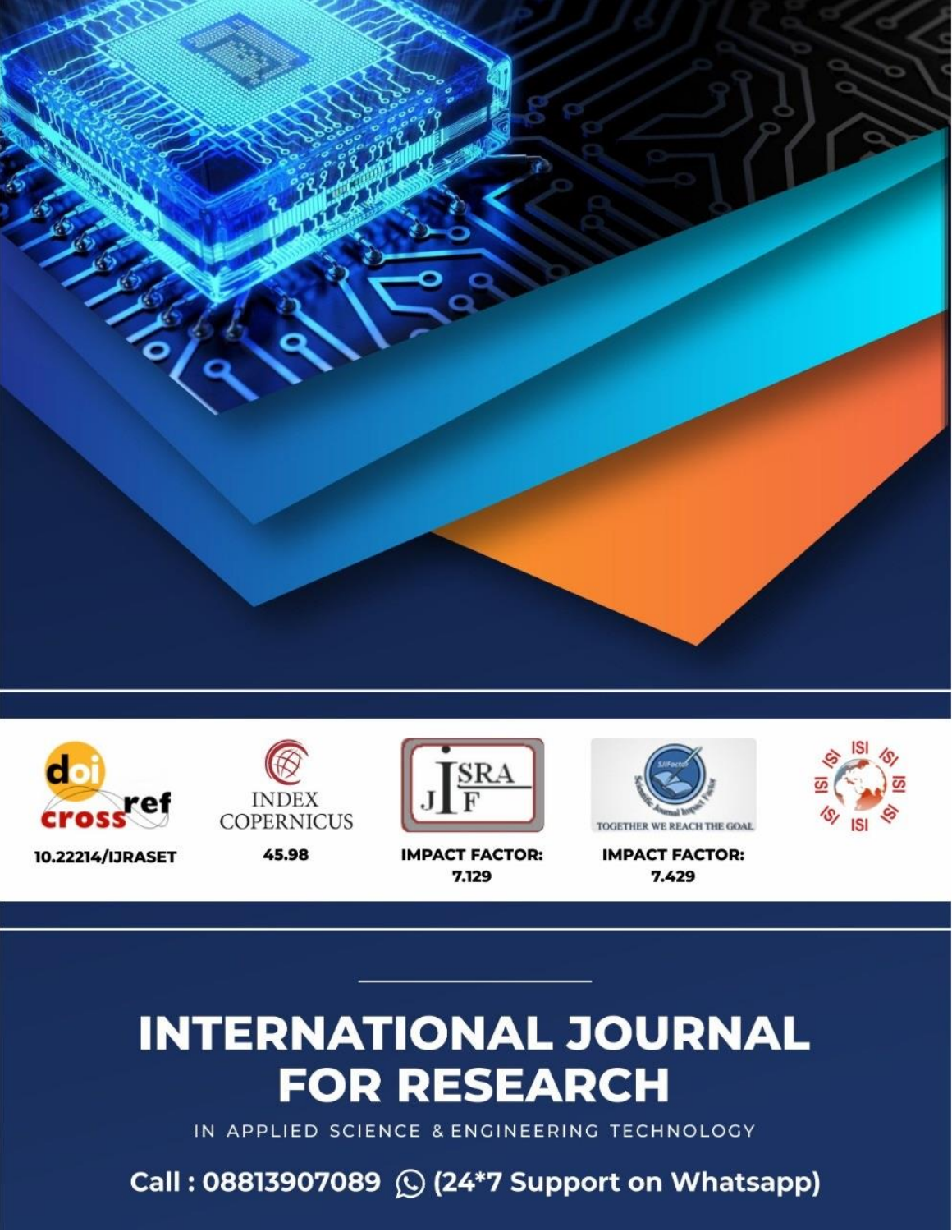10.22214/IJRASET

45.98

IMPACT FACTOR: 7.129

IMPACT FACTOR: 7.429

# INTERNATIONAL JOURNAL FOR RESEARCH

IN APPLIED SCIENCE & ENGINEERING TECHNOLOGY

Call : 08813907089 (24*7 Support on Whatsapp)